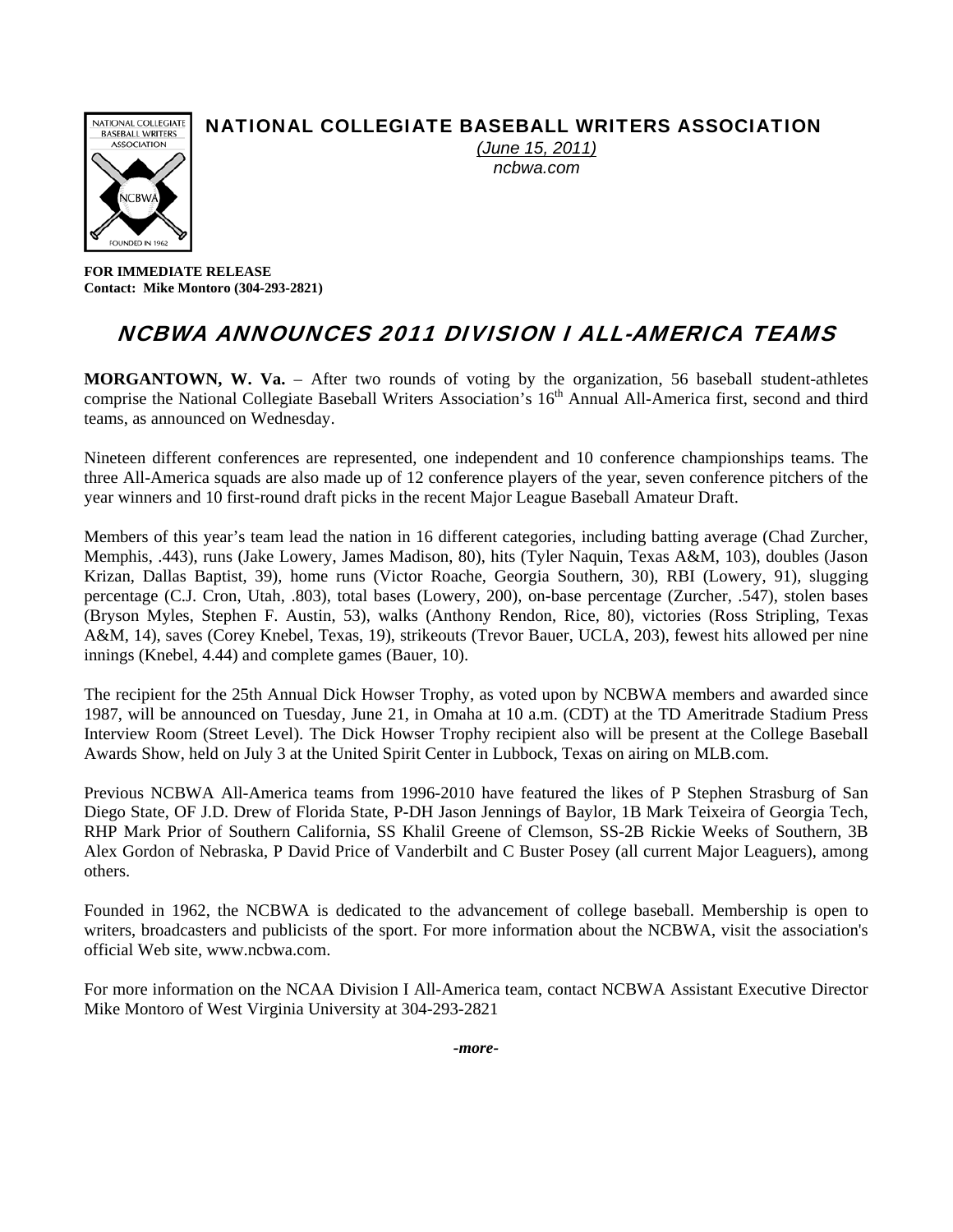**NATIONAL COLLEGIATE BASEBALL WRITERS ASSOCIATION**

*(June 15, 2011)*
*ncbwa.com*

**FOR IMMEDIATE RELEASE**
**Contact: Mike Montoro (304-293-2821)**

# *NCBWA ANNOUNCES 2011 DIVISION I ALL-AMERICA TEAMS*

**MORGANTOWN, W. Va.** – After two rounds of voting by the organization, 56 baseball student-athletes comprise the National Collegiate Baseball Writers Association's 16th Annual All-America first, second and third teams, as announced on Wednesday.

Nineteen different conferences are represented, one independent and 10 conference championships teams. The three All-America squads are also made up of 12 conference players of the year, seven conference pitchers of the year winners and 10 first-round draft picks in the recent Major League Baseball Amateur Draft.

Members of this year's team lead the nation in 16 different categories, including batting average (Chad Zurcher, Memphis, .443), runs (Jake Lowery, James Madison, 80), hits (Tyler Naquin, Texas A&M, 103), doubles (Jason Krizan, Dallas Baptist, 39), home runs (Victor Roache, Georgia Southern, 30), RBI (Lowery, 91), slugging percentage (C.J. Cron, Utah, .803), total bases (Lowery, 200), on-base percentage (Zurcher, .547), stolen bases (Bryson Myles, Stephen F. Austin, 53), walks (Anthony Rendon, Rice, 80), victories (Ross Stripling, Texas A&M, 14), saves (Corey Knebel, Texas, 19), strikeouts (Trevor Bauer, UCLA, 203), fewest hits allowed per nine innings (Knebel, 4.44) and complete games (Bauer, 10).

The recipient for the 25th Annual Dick Howser Trophy, as voted upon by NCBWA members and awarded since 1987, will be announced on Tuesday, June 21, in Omaha at 10 a.m. (CDT) at the TD Ameritrade Stadium Press Interview Room (Street Level). The Dick Howser Trophy recipient also will be present at the College Baseball Awards Show, held on July 3 at the United Spirit Center in Lubbock, Texas on airing on MLB.com.

Previous NCBWA All-America teams from 1996-2010 have featured the likes of P Stephen Strasburg of San Diego State, OF J.D. Drew of Florida State, P-DH Jason Jennings of Baylor, 1B Mark Teixeira of Georgia Tech, RHP Mark Prior of Southern California, SS Khalil Greene of Clemson, SS-2B Rickie Weeks of Southern, 3B Alex Gordon of Nebraska, P David Price of Vanderbilt and C Buster Posey (all current Major Leaguers), among others.

Founded in 1962, the NCBWA is dedicated to the advancement of college baseball. Membership is open to writers, broadcasters and publicists of the sport. For more information about the NCBWA, visit the association's official Web site, www.ncbwa.com.

For more information on the NCAA Division I All-America team, contact NCBWA Assistant Executive Director Mike Montoro of West Virginia University at 304-293-2821

*-more-*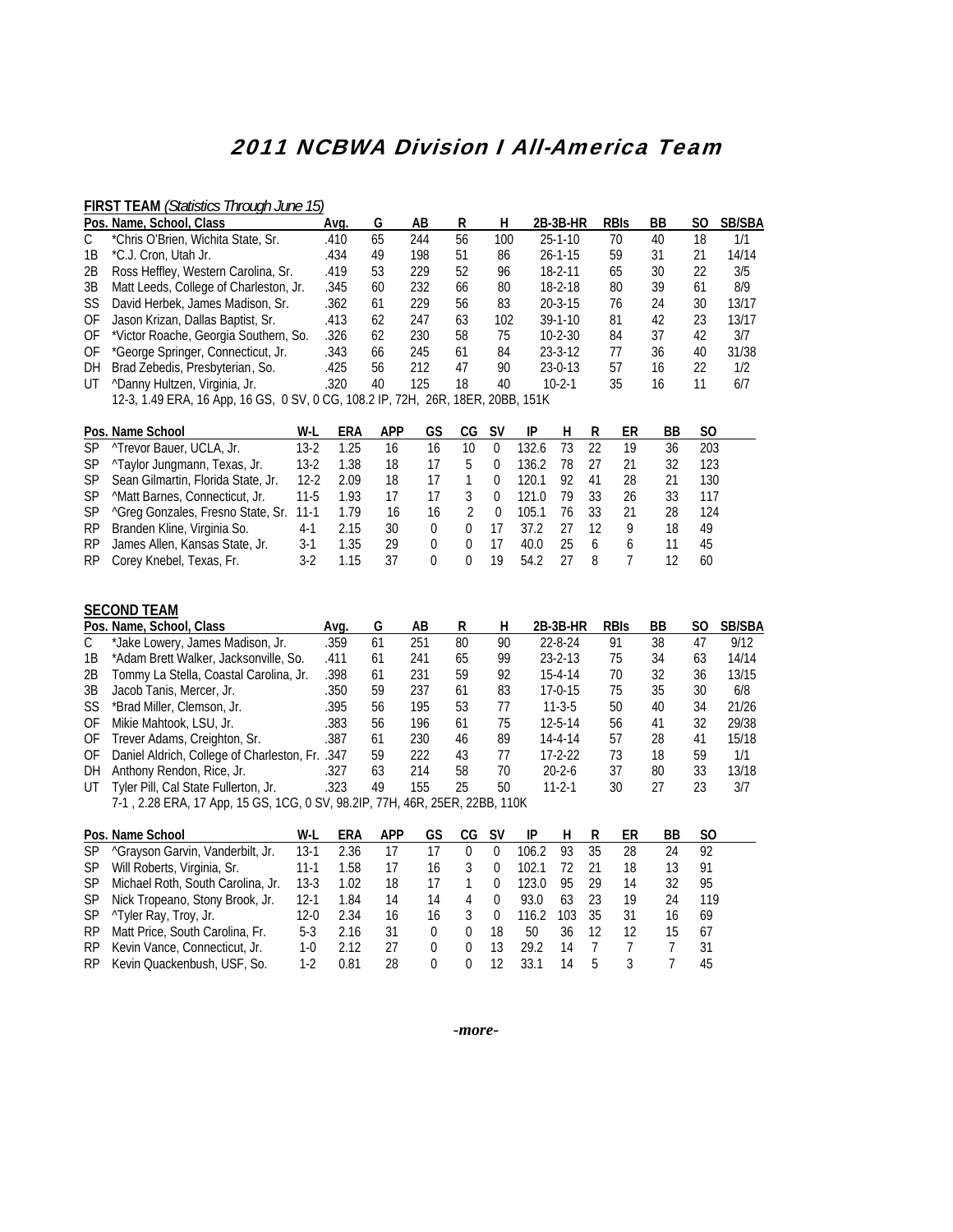# 2011 NCBWA Division I All-America Team

## FIRST TEAM *(Statistics Through June 15)*

| Pos. | Name, School, Class | Avg. | G | AB | R | H | 2B-3B-HR | RBIs | BB | SO | SB/SBA |
|---|---|---|---|---|---|---|---|---|---|---|---|
| C | *Chris O'Brien, Wichita State, Sr. | .410 | 65 | 244 | 56 | 100 | 25-1-10 | 70 | 40 | 18 | 1/1 |
| 1B | *C.J. Cron, Utah Jr. | .434 | 49 | 198 | 51 | 86 | 26-1-15 | 59 | 31 | 21 | 14/14 |
| 2B | Ross Heffley, Western Carolina, Sr. | .419 | 53 | 229 | 52 | 96 | 18-2-11 | 65 | 30 | 22 | 3/5 |
| 3B | Matt Leeds, College of Charleston, Jr. | .345 | 60 | 232 | 66 | 80 | 18-2-18 | 80 | 39 | 61 | 8/9 |
| SS | David Herbek, James Madison, Sr. | .362 | 61 | 229 | 56 | 83 | 20-3-15 | 76 | 24 | 30 | 13/17 |
| OF | Jason Krizan, Dallas Baptist, Sr. | .413 | 62 | 247 | 63 | 102 | 39-1-10 | 81 | 42 | 23 | 13/17 |
| OF | *Victor Roache, Georgia Southern, So. | .326 | 62 | 230 | 58 | 75 | 10-2-30 | 84 | 37 | 42 | 3/7 |
| OF | *George Springer, Connecticut, Jr. | .343 | 66 | 245 | 61 | 84 | 23-3-12 | 77 | 36 | 40 | 31/38 |
| DH | Brad Zebedis, Presbyterian, So. | .425 | 56 | 212 | 47 | 90 | 23-0-13 | 57 | 16 | 22 | 1/2 |
| UT | ^Danny Hultzen, Virginia, Jr. | .320 | 40 | 125 | 18 | 40 | 10-2-1 | 35 | 16 | 11 | 6/7 |

12-3, 1.49 ERA, 16 App, 16 GS, 0 SV, 0 CG, 108.2 IP, 72H, 26R, 18ER, 20BB, 151K

| Pos. | Name School | W-L | ERA | APP | GS | CG | SV | IP | H | R | ER | BB | SO |
|---|---|---|---|---|---|---|---|---|---|---|---|---|---|
| SP | ^Trevor Bauer, UCLA, Jr. | 13-2 | 1.25 | 16 | 16 | 10 | 0 | 132.6 | 73 | 22 | 19 | 36 | 203 |
| SP | ^Taylor Jungmann, Texas, Jr. | 13-2 | 1.38 | 18 | 17 | 5 | 0 | 136.2 | 78 | 27 | 21 | 32 | 123 |
| SP | Sean Gilmartin, Florida State, Jr. | 12-2 | 2.09 | 18 | 17 | 1 | 0 | 120.1 | 92 | 41 | 28 | 21 | 130 |
| SP | ^Matt Barnes, Connecticut, Jr. | 11-5 | 1.93 | 17 | 17 | 3 | 0 | 121.0 | 79 | 33 | 26 | 33 | 117 |
| SP | ^Greg Gonzales, Fresno State, Sr. | 11-1 | 1.79 | 16 | 16 | 2 | 0 | 105.1 | 76 | 33 | 21 | 28 | 124 |
| RP | Branden Kline, Virginia So. | 4-1 | 2.15 | 30 | 0 | 0 | 17 | 37.2 | 27 | 12 | 9 | 18 | 49 |
| RP | James Allen, Kansas State, Jr. | 3-1 | 1.35 | 29 | 0 | 0 | 17 | 40.0 | 25 | 6 | 6 | 11 | 45 |
| RP | Corey Knebel, Texas, Fr. | 3-2 | 1.15 | 37 | 0 | 0 | 19 | 54.2 | 27 | 8 | 7 | 12 | 60 |

## SECOND TEAM

| Pos. | Name, School, Class | Avg. | G | AB | R | H | 2B-3B-HR | RBIs | BB | SO | SB/SBA |
|---|---|---|---|---|---|---|---|---|---|---|---|
| C | *Jake Lowery, James Madison, Jr. | .359 | 61 | 251 | 80 | 90 | 22-8-24 | 91 | 38 | 47 | 9/12 |
| 1B | *Adam Brett Walker, Jacksonville, So. | .411 | 61 | 241 | 65 | 99 | 23-2-13 | 75 | 34 | 63 | 14/14 |
| 2B | Tommy La Stella, Coastal Carolina, Jr. | .398 | 61 | 231 | 59 | 92 | 15-4-14 | 70 | 32 | 36 | 13/15 |
| 3B | Jacob Tanis, Mercer, Jr. | .350 | 59 | 237 | 61 | 83 | 17-0-15 | 75 | 35 | 30 | 6/8 |
| SS | *Brad Miller, Clemson, Jr. | .395 | 56 | 195 | 53 | 77 | 11-3-5 | 50 | 40 | 34 | 21/26 |
| OF | Mikie Mahtook, LSU, Jr. | .383 | 56 | 196 | 61 | 75 | 12-5-14 | 56 | 41 | 32 | 29/38 |
| OF | Trever Adams, Creighton, Sr. | .387 | 61 | 230 | 46 | 89 | 14-4-14 | 57 | 28 | 41 | 15/18 |
| OF | Daniel Aldrich, College of Charleston, Fr. | .347 | 59 | 222 | 43 | 77 | 17-2-22 | 73 | 18 | 59 | 1/1 |
| DH | Anthony Rendon, Rice, Jr. | .327 | 63 | 214 | 58 | 70 | 20-2-6 | 37 | 80 | 33 | 13/18 |
| UT | Tyler Pill, Cal State Fullerton, Jr. | .323 | 49 | 155 | 25 | 50 | 11-2-1 | 30 | 27 | 23 | 3/7 |

7-1 , 2.28 ERA, 17 App, 15 GS, 1CG, 0 SV, 98.2IP, 77H, 46R, 25ER, 22BB, 110K

| Pos. | Name School | W-L | ERA | APP | GS | CG | SV | IP | H | R | ER | BB | SO |
|---|---|---|---|---|---|---|---|---|---|---|---|---|---|
| SP | ^Grayson Garvin, Vanderbilt, Jr. | 13-1 | 2.36 | 17 | 17 | 0 | 0 | 106.2 | 93 | 35 | 28 | 24 | 92 |
| SP | Will Roberts, Virginia, Sr. | 11-1 | 1.58 | 17 | 16 | 3 | 0 | 102.1 | 72 | 21 | 18 | 13 | 91 |
| SP | Michael Roth, South Carolina, Jr. | 13-3 | 1.02 | 18 | 17 | 1 | 0 | 123.0 | 95 | 29 | 14 | 32 | 95 |
| SP | Nick Tropeano, Stony Brook, Jr. | 12-1 | 1.84 | 14 | 14 | 4 | 0 | 93.0 | 63 | 23 | 19 | 24 | 119 |
| SP | ^Tyler Ray, Troy, Jr. | 12-0 | 2.34 | 16 | 16 | 3 | 0 | 116.2 | 103 | 35 | 31 | 16 | 69 |
| RP | Matt Price, South Carolina, Fr. | 5-3 | 2.16 | 31 | 0 | 0 | 18 | 50 | 36 | 12 | 12 | 15 | 67 |
| RP | Kevin Vance, Connecticut, Jr. | 1-0 | 2.12 | 27 | 0 | 0 | 13 | 29.2 | 14 | 7 | 7 | 7 | 31 |
| RP | Kevin Quackenbush, USF, So. | 1-2 | 0.81 | 28 | 0 | 0 | 12 | 33.1 | 14 | 5 | 3 | 7 | 45 |

*-more-*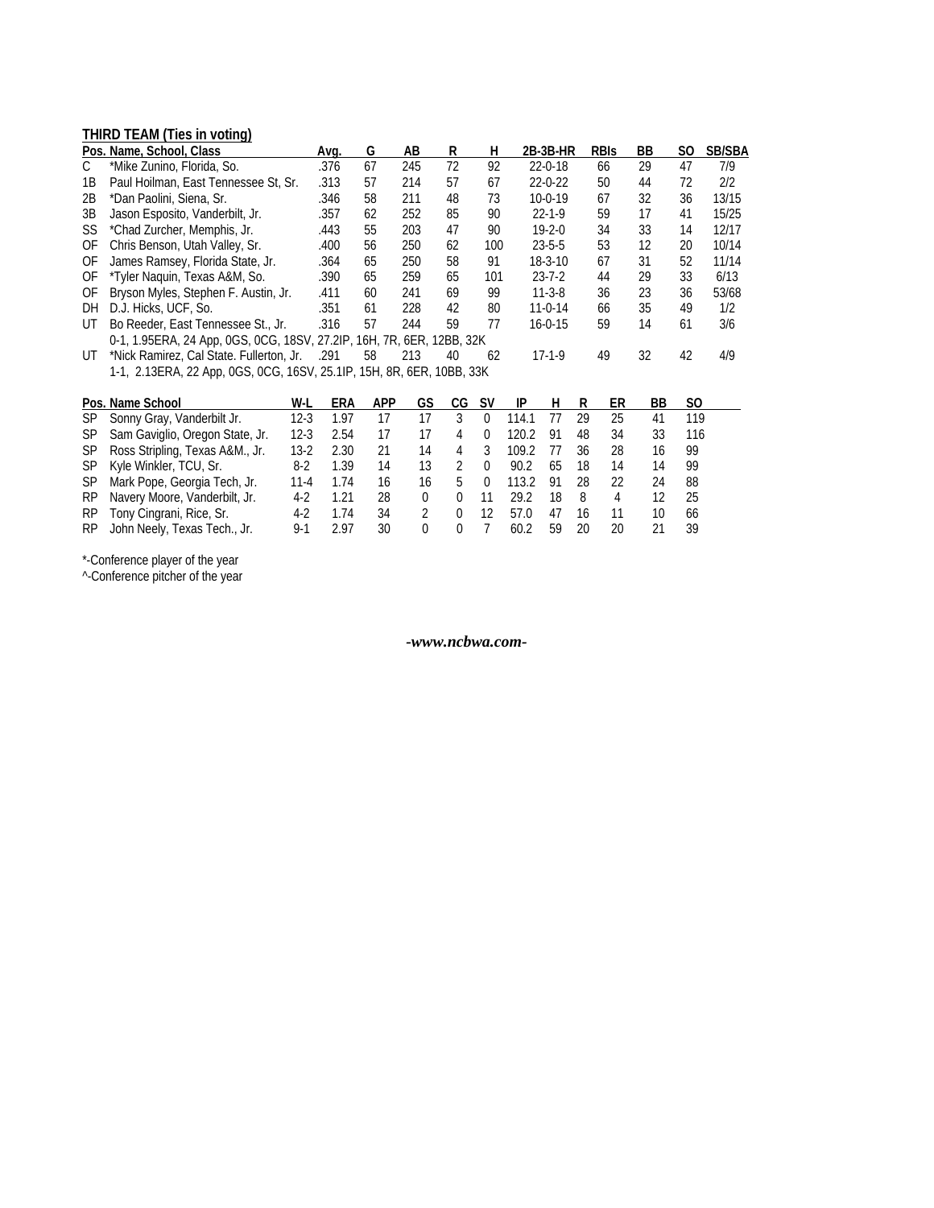**THIRD TEAM (Ties in voting)**

| Pos. | Name, School, Class | Avg. | G | AB | R | H | 2B-3B-HR | RBIs | BB | SO | SB/SBA |
|---|---|---|---|---|---|---|---|---|---|---|---|
| C | *Mike Zunino, Florida, So. | .376 | 67 | 245 | 72 | 92 | 22-0-18 | 66 | 29 | 47 | 7/9 |
| 1B | Paul Hoilman, East Tennessee St, Sr. | .313 | 57 | 214 | 57 | 67 | 22-0-22 | 50 | 44 | 72 | 2/2 |
| 2B | *Dan Paolini, Siena, Sr. | .346 | 58 | 211 | 48 | 73 | 10-0-19 | 67 | 32 | 36 | 13/15 |
| 3B | Jason Esposito, Vanderbilt, Jr. | .357 | 62 | 252 | 85 | 90 | 22-1-9 | 59 | 17 | 41 | 15/25 |
| SS | *Chad Zurcher, Memphis, Jr. | .443 | 55 | 203 | 47 | 90 | 19-2-0 | 34 | 33 | 14 | 12/17 |
| OF | Chris Benson, Utah Valley, Sr. | .400 | 56 | 250 | 62 | 100 | 23-5-5 | 53 | 12 | 20 | 10/14 |
| OF | James Ramsey, Florida State, Jr. | .364 | 65 | 250 | 58 | 91 | 18-3-10 | 67 | 31 | 52 | 11/14 |
| OF | *Tyler Naquin, Texas A&M, So. | .390 | 65 | 259 | 65 | 101 | 23-7-2 | 44 | 29 | 33 | 6/13 |
| OF | Bryson Myles, Stephen F. Austin, Jr. | .411 | 60 | 241 | 69 | 99 | 11-3-8 | 36 | 23 | 36 | 53/68 |
| DH | D.J. Hicks, UCF, So. | .351 | 61 | 228 | 42 | 80 | 11-0-14 | 66 | 35 | 49 | 1/2 |
| UT | Bo Reeder, East Tennessee St., Jr. | .316 | 57 | 244 | 59 | 77 | 16-0-15 | 59 | 14 | 61 | 3/6 |
| | 0-1, 1.95ERA, 24 App, 0GS, 0CG, 18SV, 27.2IP, 16H, 7R, 6ER, 12BB, 32K | | | | | | | | | | |
| UT | *Nick Ramirez, Cal State. Fullerton, Jr. | .291 | 58 | 213 | 40 | 62 | 17-1-9 | 49 | 32 | 42 | 4/9 |
| | 1-1, 2.13ERA, 22 App, 0GS, 0CG, 16SV, 25.1IP, 15H, 8R, 6ER, 10BB, 33K | | | | | | | | | | |

| Pos. | Name School | W-L | ERA | APP | GS | CG | SV | IP | H | R | ER | BB | SO |
|---|---|---|---|---|---|---|---|---|---|---|---|---|---|
| SP | Sonny Gray, Vanderbilt Jr. | 12-3 | 1.97 | 17 | 17 | 3 | 0 | 114.1 | 77 | 29 | 25 | 41 | 119 |
| SP | Sam Gaviglio, Oregon State, Jr. | 12-3 | 2.54 | 17 | 17 | 4 | 0 | 120.2 | 91 | 48 | 34 | 33 | 116 |
| SP | Ross Stripling, Texas A&M., Jr. | 13-2 | 2.30 | 21 | 14 | 4 | 3 | 109.2 | 77 | 36 | 28 | 16 | 99 |
| SP | Kyle Winkler, TCU, Sr. | 8-2 | 1.39 | 14 | 13 | 2 | 0 | 90.2 | 65 | 18 | 14 | 14 | 99 |
| SP | Mark Pope, Georgia Tech, Jr. | 11-4 | 1.74 | 16 | 16 | 5 | 0 | 113.2 | 91 | 28 | 22 | 24 | 88 |
| RP | Navery Moore, Vanderbilt, Jr. | 4-2 | 1.21 | 28 | 0 | 0 | 11 | 29.2 | 18 | 8 | 4 | 12 | 25 |
| RP | Tony Cingrani, Rice, Sr. | 4-2 | 1.74 | 34 | 2 | 0 | 12 | 57.0 | 47 | 16 | 11 | 10 | 66 |
| RP | John Neely, Texas Tech., Jr. | 9-1 | 2.97 | 30 | 0 | 0 | 7 | 60.2 | 59 | 20 | 20 | 21 | 39 |

*-Conference player of the year
^-Conference pitcher of the year

***-www.ncbwa.com-***